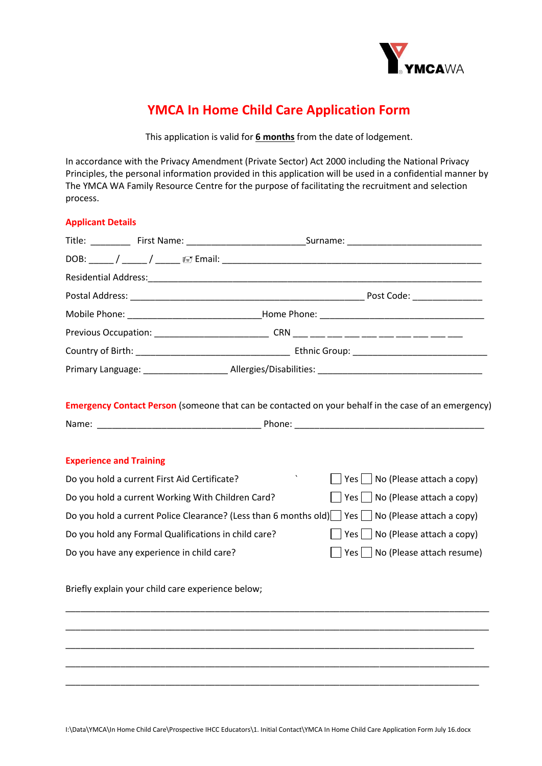YMCAWA

# YMCA In Home Child Care Application Form

This application is valid for **6 months** from the date of lodgement.

In accordance with the Privacy Amendment (Private Sector) Act 2000 including the National Privacy Principles, the personal information provided in this application will be used in a confidential manner by The YMCA WA Family Resource Centre for the purpose of facilitating the recruitment and selection process.

## Applicant Details

Title: ________ First Name: ________________________ Surname: ____________________________

DOB: _____ / _____ / _____ Email: ______________________________________________________

Residential Address: ________________________________________________________________

Postal Address: _______________________________________________ Post Code: ______________

Mobile Phone: ___________________________ Home Phone: _________________________________

Previous Occupation: _______________________ CRN ___ ___ ___ ___ ___ ___ ___ ___ ___ ___

Country of Birth: _______________________________ Ethnic Group: ___________________________

Primary Language: _________________ Allergies/Disabilities: __________________________________

## Emergency Contact Person (someone that can be contacted on your behalf in the case of an emergency)

Name: _________________________________ Phone: _______________________________________

## Experience and Training

Do you hold a current First Aid Certificate? ☐ Yes ☐ No (Please attach a copy)

Do you hold a current Working With Children Card? ☐ Yes ☐ No (Please attach a copy)

Do you hold a current Police Clearance? (Less than 6 months old) ☐ Yes ☐ No (Please attach a copy)

Do you hold any Formal Qualifications in child care? ☐ Yes ☐ No (Please attach a copy)

Do you have any experience in child care? ☐ Yes ☐ No (Please attach resume)

Briefly explain your child care experience below;

_____________________________________________________________________________________

_____________________________________________________________________________________

_____________________________________________________________________________________

_____________________________________________________________________________________

_____________________________________________________________________________________

I:\Data\YMCA\In Home Child Care\Prospective IHCC Educators\1. Initial Contact\YMCA In Home Child Care Application Form July 16.docx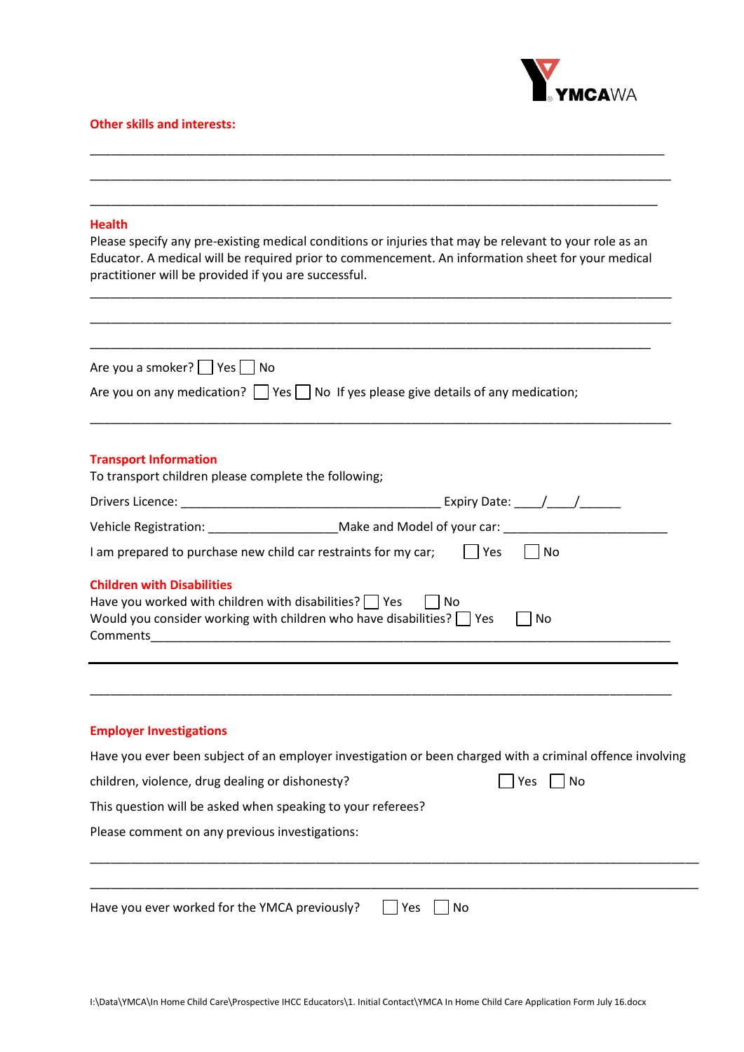**Other skills and interests:**

\_\_\_\_\_\_\_\_\_\_\_\_\_\_\_\_\_\_\_\_\_\_\_\_\_\_\_\_\_\_\_\_\_\_\_\_\_\_\_\_\_\_\_\_\_\_\_\_\_\_\_\_\_\_\_\_\_\_\_\_\_\_\_\_\_\_\_\_\_\_\_\_\_\_\_\_\_\_

\_\_\_\_\_\_\_\_\_\_\_\_\_\_\_\_\_\_\_\_\_\_\_\_\_\_\_\_\_\_\_\_\_\_\_\_\_\_\_\_\_\_\_\_\_\_\_\_\_\_\_\_\_\_\_\_\_\_\_\_\_\_\_\_\_\_\_\_\_\_\_\_\_\_\_\_\_\_

\_\_\_\_\_\_\_\_\_\_\_\_\_\_\_\_\_\_\_\_\_\_\_\_\_\_\_\_\_\_\_\_\_\_\_\_\_\_\_\_\_\_\_\_\_\_\_\_\_\_\_\_\_\_\_\_\_\_\_\_\_\_\_\_\_\_\_\_\_\_\_\_\_\_\_\_\_\_

**Health**

Please specify any pre-existing medical conditions or injuries that may be relevant to your role as an Educator. A medical will be required prior to commencement. An information sheet for your medical practitioner will be provided if you are successful.

\_\_\_\_\_\_\_\_\_\_\_\_\_\_\_\_\_\_\_\_\_\_\_\_\_\_\_\_\_\_\_\_\_\_\_\_\_\_\_\_\_\_\_\_\_\_\_\_\_\_\_\_\_\_\_\_\_\_\_\_\_\_\_\_\_\_\_\_\_\_\_\_\_\_\_\_\_\_

\_\_\_\_\_\_\_\_\_\_\_\_\_\_\_\_\_\_\_\_\_\_\_\_\_\_\_\_\_\_\_\_\_\_\_\_\_\_\_\_\_\_\_\_\_\_\_\_\_\_\_\_\_\_\_\_\_\_\_\_\_\_\_\_\_\_\_\_\_\_\_\_\_\_\_\_\_\_

\_\_\_\_\_\_\_\_\_\_\_\_\_\_\_\_\_\_\_\_\_\_\_\_\_\_\_\_\_\_\_\_\_\_\_\_\_\_\_\_\_\_\_\_\_\_\_\_\_\_\_\_\_\_\_\_\_\_\_\_\_\_\_\_\_\_\_\_\_\_\_\_\_\_\_\_\_\_

Are you a smoker? ☐ Yes ☐ No

Are you on any medication? ☐ Yes ☐ No If yes please give details of any medication;

\_\_\_\_\_\_\_\_\_\_\_\_\_\_\_\_\_\_\_\_\_\_\_\_\_\_\_\_\_\_\_\_\_\_\_\_\_\_\_\_\_\_\_\_\_\_\_\_\_\_\_\_\_\_\_\_\_\_\_\_\_\_\_\_\_\_\_\_\_\_\_\_\_\_\_\_\_\_

**Transport Information**

To transport children please complete the following;

Drivers Licence: \_\_\_\_\_\_\_\_\_\_\_\_\_\_\_\_\_\_\_\_\_\_\_\_\_\_\_\_\_\_\_\_\_\_\_\_\_\_ Expiry Date: \_\_\_\_/\_\_\_\_/\_\_\_\_\_\_

Vehicle Registration: \_\_\_\_\_\_\_\_\_\_\_\_\_\_\_\_\_\_\_Make and Model of your car: \_\_\_\_\_\_\_\_\_\_\_\_\_\_\_\_\_\_\_\_\_\_\_\_

I am prepared to purchase new child car restraints for my car; ☐ Yes ☐ No

**Children with Disabilities**

Have you worked with children with disabilities? ☐ Yes ☐ No

Would you consider working with children who have disabilities? ☐ Yes ☐ No

Comments\_\_\_\_\_\_\_\_\_\_\_\_\_\_\_\_\_\_\_\_\_\_\_\_\_\_\_\_\_\_\_\_\_\_\_\_\_\_\_\_\_\_\_\_\_\_\_\_\_\_\_\_\_\_\_\_\_\_\_\_\_\_\_\_\_\_\_\_\_\_\_\_\_\_

---

\_\_\_\_\_\_\_\_\_\_\_\_\_\_\_\_\_\_\_\_\_\_\_\_\_\_\_\_\_\_\_\_\_\_\_\_\_\_\_\_\_\_\_\_\_\_\_\_\_\_\_\_\_\_\_\_\_\_\_\_\_\_\_\_\_\_\_\_\_\_\_\_\_\_\_\_\_\_

**Employer Investigations**

Have you ever been subject of an employer investigation or been charged with a criminal offence involving children, violence, drug dealing or dishonesty? ☐ Yes ☐ No

This question will be asked when speaking to your referees?

Please comment on any previous investigations:

\_\_\_\_\_\_\_\_\_\_\_\_\_\_\_\_\_\_\_\_\_\_\_\_\_\_\_\_\_\_\_\_\_\_\_\_\_\_\_\_\_\_\_\_\_\_\_\_\_\_\_\_\_\_\_\_\_\_\_\_\_\_\_\_\_\_\_\_\_\_\_\_\_\_\_\_\_\_

\_\_\_\_\_\_\_\_\_\_\_\_\_\_\_\_\_\_\_\_\_\_\_\_\_\_\_\_\_\_\_\_\_\_\_\_\_\_\_\_\_\_\_\_\_\_\_\_\_\_\_\_\_\_\_\_\_\_\_\_\_\_\_\_\_\_\_\_\_\_\_\_\_\_\_\_\_\_

Have you ever worked for the YMCA previously? ☐ Yes ☐ No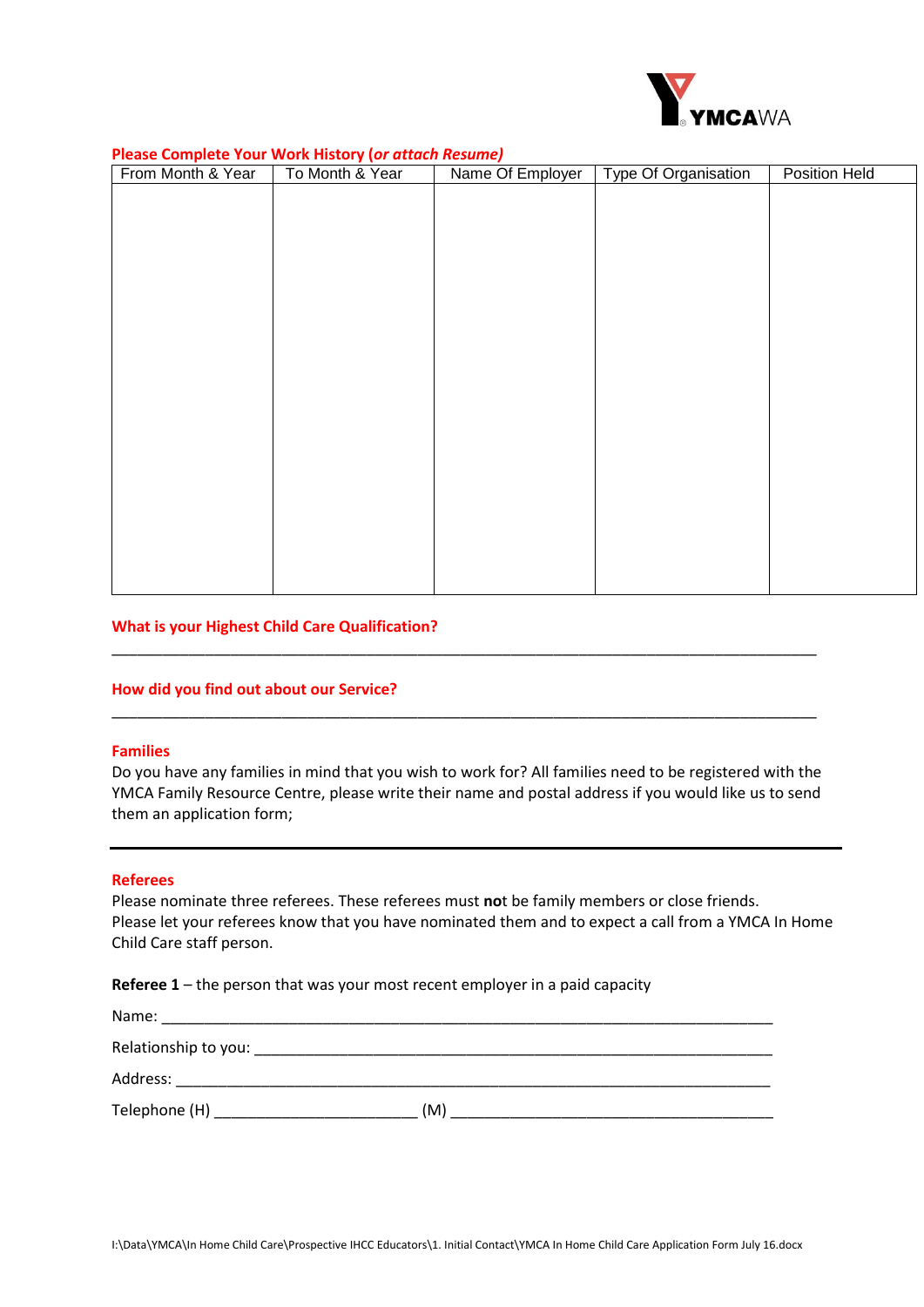**Please Complete Your Work History (*or attach Resume)***

| From Month & Year | To Month & Year | Name Of Employer | Type Of Organisation | Position Held |
|---|---|---|---|---|
| | | | | |

**What is your Highest Child Care Qualification?**

\_\_\_\_\_\_\_\_\_\_\_\_\_\_\_\_\_\_\_\_\_\_\_\_\_\_\_\_\_\_\_\_\_\_\_\_\_\_\_\_\_\_\_\_\_\_\_\_\_\_\_\_\_\_\_\_\_\_\_\_\_\_\_\_\_\_\_\_\_\_\_\_\_\_\_\_\_\_

**How did you find out about our Service?**

\_\_\_\_\_\_\_\_\_\_\_\_\_\_\_\_\_\_\_\_\_\_\_\_\_\_\_\_\_\_\_\_\_\_\_\_\_\_\_\_\_\_\_\_\_\_\_\_\_\_\_\_\_\_\_\_\_\_\_\_\_\_\_\_\_\_\_\_\_\_\_\_\_\_\_\_\_\_

**Families**

Do you have any families in mind that you wish to work for? All families need to be registered with the YMCA Family Resource Centre, please write their name and postal address if you would like us to send them an application form;

---

**Referees**

Please nominate three referees. These referees must **no**t be family members or close friends.
Please let your referees know that you have nominated them and to expect a call from a YMCA In Home Child Care staff person.

**Referee 1** – the person that was your most recent employer in a paid capacity

Name: \_\_\_\_\_\_\_\_\_\_\_\_\_\_\_\_\_\_\_\_\_\_\_\_\_\_\_\_\_\_\_\_\_\_\_\_\_\_\_\_\_\_\_\_\_\_\_\_\_\_\_\_\_\_\_\_\_\_\_\_\_\_\_\_\_\_

Relationship to you: \_\_\_\_\_\_\_\_\_\_\_\_\_\_\_\_\_\_\_\_\_\_\_\_\_\_\_\_\_\_\_\_\_\_\_\_\_\_\_\_\_\_\_\_\_\_\_\_\_\_\_\_\_\_\_\_

Address: \_\_\_\_\_\_\_\_\_\_\_\_\_\_\_\_\_\_\_\_\_\_\_\_\_\_\_\_\_\_\_\_\_\_\_\_\_\_\_\_\_\_\_\_\_\_\_\_\_\_\_\_\_\_\_\_\_\_\_\_\_\_\_\_\_\_

Telephone (H) \_\_\_\_\_\_\_\_\_\_\_\_\_\_\_\_\_\_\_\_\_\_\_\_ (M) \_\_\_\_\_\_\_\_\_\_\_\_\_\_\_\_\_\_\_\_\_\_\_\_\_\_\_\_\_\_\_\_\_\_\_\_\_\_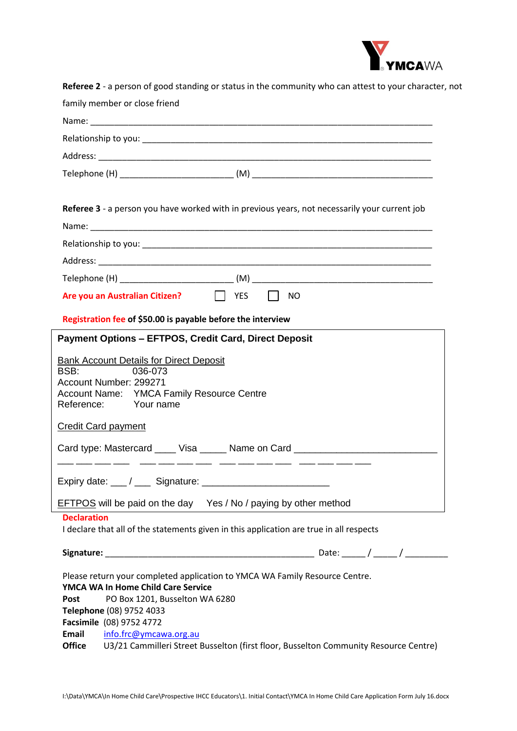**Referee 2** - a person of good standing or status in the community who can attest to your character, not family member or close friend

Name: ______________________________________________________________________

Relationship to you: ______________________________________________________________

Address: ____________________________________________________________________

Telephone (H) ________________________ (M) ______________________________________

**Referee 3** - a person you have worked with in previous years, not necessarily your current job

Name: ______________________________________________________________________

Relationship to you: ______________________________________________________________

Address: ____________________________________________________________________

Telephone (H) ________________________ (M) ______________________________________

**Are you an Australian Citizen?** ☐ YES ☐ NO

**Registration fee of $50.00 is payable before the interview**

**Payment Options – EFTPOS, Credit Card, Direct Deposit**

Bank Account Details for Direct Deposit
BSB: 036-073
Account Number: 299271
Account Name: YMCA Family Resource Centre
Reference: Your name

Credit Card payment

Card type: Mastercard ____ Visa _____ Name on Card ___________________________

___ ___ ___ ___ ___ ___ ___ ___ ___ ___ ___ ___ ___ ___ ___ ___

Expiry date: ___ / ___ Signature: ________________________

EFTPOS will be paid on the day Yes / No / paying by other method

**Declaration**

I declare that all of the statements given in this application are true in all respects

**Signature:** ____________________________________________ Date: _____ / _____ / _________

Please return your completed application to YMCA WA Family Resource Centre.
**YMCA WA In Home Child Care Service**
**Post** PO Box 1201, Busselton WA 6280
**Telephone** (08) 9752 4033
**Facsimile** (08) 9752 4772
**Email** info.frc@ymcawa.org.au
**Office** U3/21 Cammilleri Street Busselton (first floor, Busselton Community Resource Centre)

I:\Data\YMCA\In Home Child Care\Prospective IHCC Educators\1. Initial Contact\YMCA In Home Child Care Application Form July 16.docx